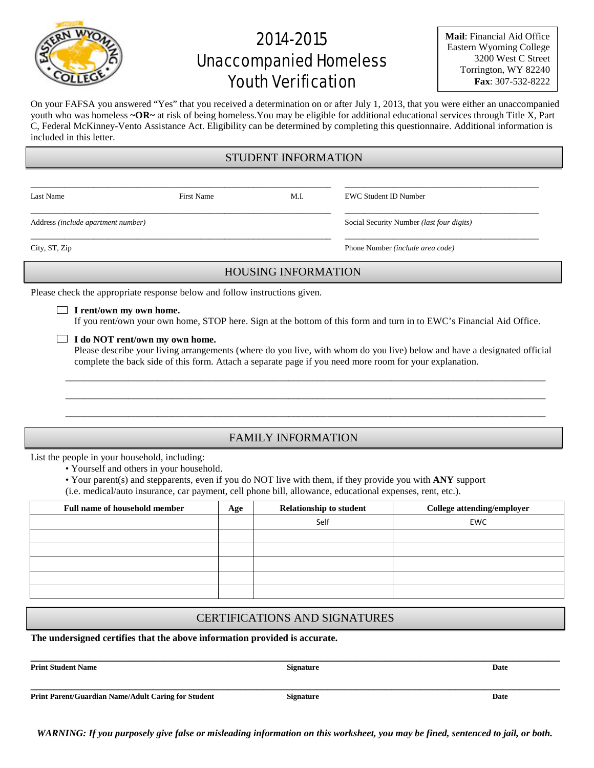# 2014-2015 Unaccompanied Homeless Youth Verification

**Mail**: Financial Aid Office
Eastern Wyoming College
3200 West C Street
Torrington, WY 82240
**Fax**: 307-532-8222

On your FAFSA you answered "Yes" that you received a determination on or after July 1, 2013, that you were either an unaccompanied youth who was homeless **~OR~** at risk of being homeless.You may be eligible for additional educational services through Title X, Part C, Federal McKinney-Vento Assistance Act. Eligibility can be determined by completing this questionnaire. Additional information is included in this letter.

## STUDENT INFORMATION

_______________________________________________ _______________________________

Last Name First Name M.I. EWC Student ID Number

_______________________________________________ _______________________________

Address *(include apartment number)* Social Security Number *(last four digits)*

_______________________________________________ _______________________________

City, ST, Zip Phone Number *(include area code)*

## HOUSING INFORMATION

Please check the appropriate response below and follow instructions given.

☐ **I rent/own my own home.**
If you rent/own your own home, STOP here. Sign at the bottom of this form and turn in to EWC's Financial Aid Office.

☐ **I do NOT rent/own my own home.**
Please describe your living arrangements (where do you live, with whom do you live) below and have a designated official complete the back side of this form. Attach a separate page if you need more room for your explanation.

_______________________________________________________________________________

_______________________________________________________________________________

_______________________________________________________________________________

## FAMILY INFORMATION

List the people in your household, including:

- Yourself and others in your household.
- Your parent(s) and stepparents, even if you do NOT live with them, if they provide you with **ANY** support (i.e. medical/auto insurance, car payment, cell phone bill, allowance, educational expenses, rent, etc.).

| Full name of household member | Age | Relationship to student | College attending/employer |
|---|---|---|---|
| | | Self | EWC |
| | | | |
| | | | |
| | | | |
| | | | |
| | | | |

## CERTIFICATIONS AND SIGNATURES

**The undersigned certifies that the above information provided is accurate.**

_______________________________________________________________________________

**Print Student Name** **Signature** **Date**

_______________________________________________________________________________

**Print Parent/Guardian Name/Adult Caring for Student** **Signature** **Date**

***WARNING: If you purposely give false or misleading information on this worksheet, you may be fined, sentenced to jail, or both.***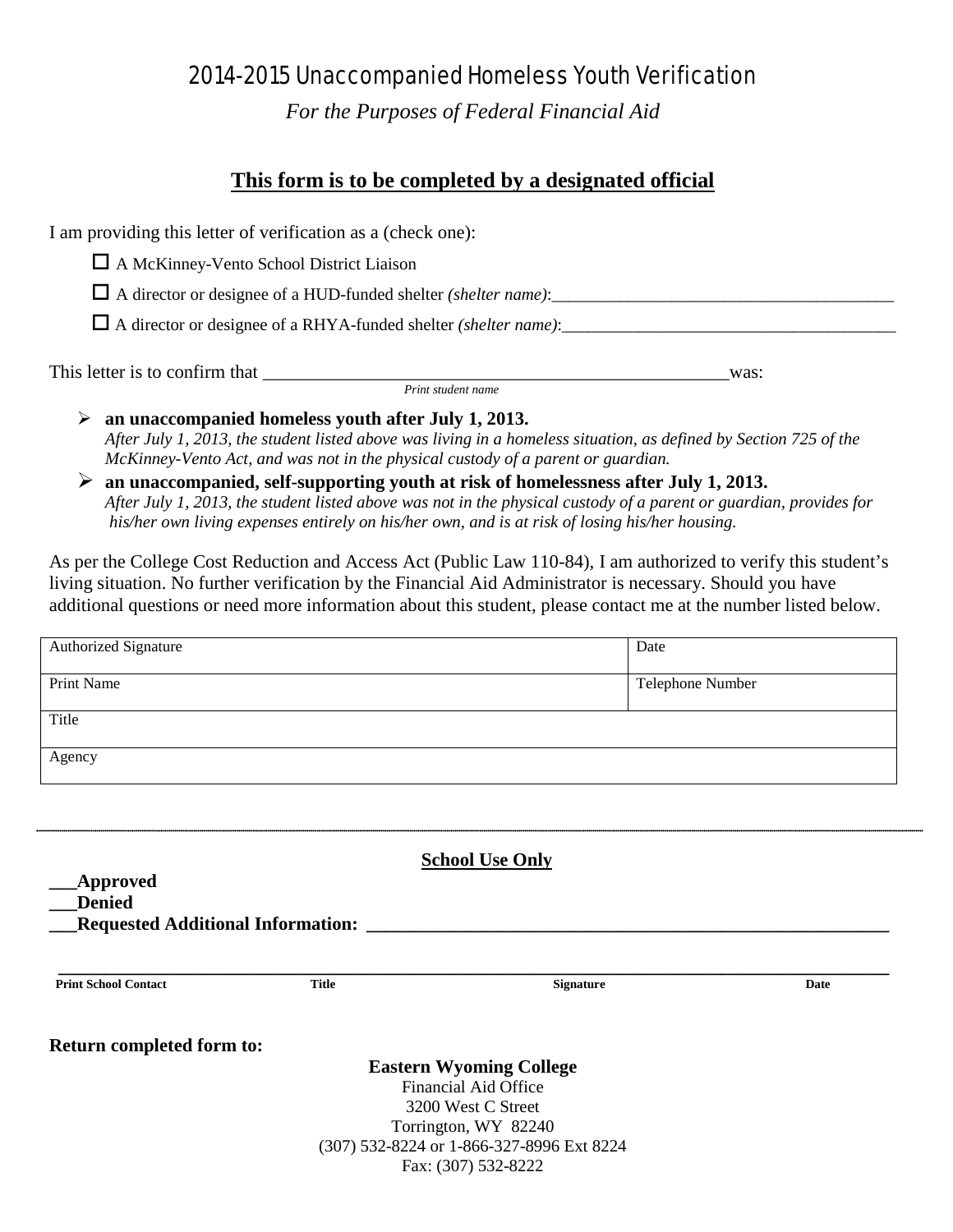# 2014-2015 Unaccompanied Homeless Youth Verification

*For the Purposes of Federal Financial Aid*

## <u>This form is to be completed by a designated official</u>

I am providing this letter of verification as a (check one):

- ☐ A McKinney-Vento School District Liaison
- ☐ A director or designee of a HUD-funded shelter *(shelter name)*:________________________________________
- ☐ A director or designee of a RHYA-funded shelter *(shelter name)*:________________________________________

This letter is to confirm that ___________________________________________________was:
*Print student name*

- **an unaccompanied homeless youth after July 1, 2013.**
  *After July 1, 2013, the student listed above was living in a homeless situation, as defined by Section 725 of the McKinney-Vento Act, and was not in the physical custody of a parent or guardian.*
- **an unaccompanied, self-supporting youth at risk of homelessness after July 1, 2013.**
  *After July 1, 2013, the student listed above was not in the physical custody of a parent or guardian, provides for his/her own living expenses entirely on his/her own, and is at risk of losing his/her housing.*

As per the College Cost Reduction and Access Act (Public Law 110-84), I am authorized to verify this student's living situation. No further verification by the Financial Aid Administrator is necessary. Should you have additional questions or need more information about this student, please contact me at the number listed below.

| Authorized Signature | Date |
|---|---|
| Print Name | Telephone Number |
| Title | |
| Agency | |

---

**<u>School Use Only</u>**

**___Approved**
**___Denied**
**___Requested Additional Information: ____________________________________________________________**

_____________________________________________________________________________________________
**Print School Contact** **Title** **Signature** **Date**

**Return completed form to:**

**Eastern Wyoming College**
Financial Aid Office
3200 West C Street
Torrington, WY 82240
(307) 532-8224 or 1-866-327-8996 Ext 8224
Fax: (307) 532-8222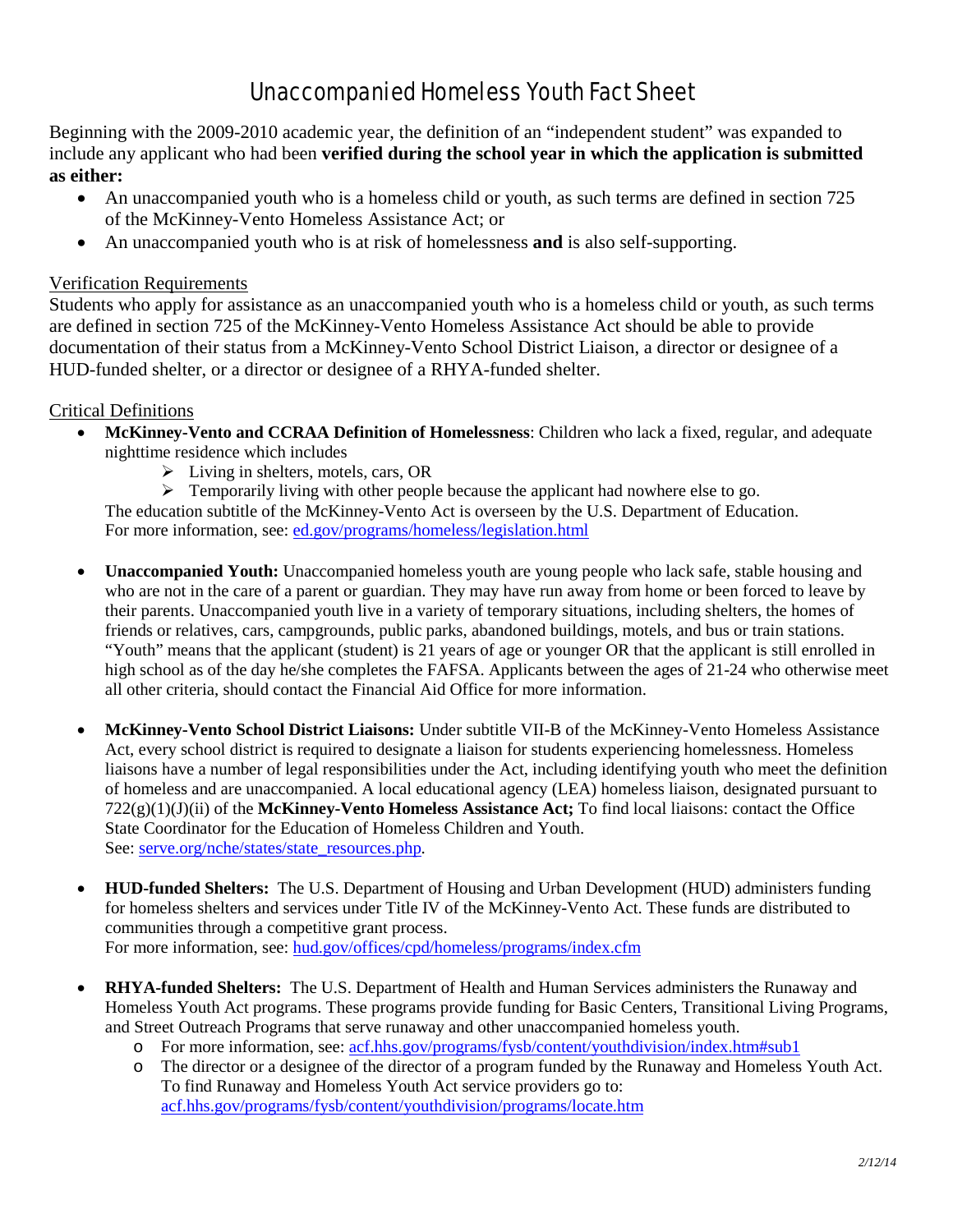# Unaccompanied Homeless Youth Fact Sheet

Beginning with the 2009-2010 academic year, the definition of an "independent student" was expanded to include any applicant who had been **verified during the school year in which the application is submitted as either:**

- An unaccompanied youth who is a homeless child or youth, as such terms are defined in section 725 of the McKinney-Vento Homeless Assistance Act; or
- An unaccompanied youth who is at risk of homelessness **and** is also self-supporting.

## Verification Requirements

Students who apply for assistance as an unaccompanied youth who is a homeless child or youth, as such terms are defined in section 725 of the McKinney-Vento Homeless Assistance Act should be able to provide documentation of their status from a McKinney-Vento School District Liaison, a director or designee of a HUD-funded shelter, or a director or designee of a RHYA-funded shelter.

## Critical Definitions

- **McKinney-Vento and CCRAA Definition of Homelessness**: Children who lack a fixed, regular, and adequate nighttime residence which includes
  - Living in shelters, motels, cars, OR
  - Temporarily living with other people because the applicant had nowhere else to go.

  The education subtitle of the McKinney-Vento Act is overseen by the U.S. Department of Education. For more information, see: ed.gov/programs/homeless/legislation.html

- **Unaccompanied Youth:** Unaccompanied homeless youth are young people who lack safe, stable housing and who are not in the care of a parent or guardian. They may have run away from home or been forced to leave by their parents. Unaccompanied youth live in a variety of temporary situations, including shelters, the homes of friends or relatives, cars, campgrounds, public parks, abandoned buildings, motels, and bus or train stations. "Youth" means that the applicant (student) is 21 years of age or younger OR that the applicant is still enrolled in high school as of the day he/she completes the FAFSA. Applicants between the ages of 21-24 who otherwise meet all other criteria, should contact the Financial Aid Office for more information.

- **McKinney-Vento School District Liaisons:** Under subtitle VII-B of the McKinney-Vento Homeless Assistance Act, every school district is required to designate a liaison for students experiencing homelessness. Homeless liaisons have a number of legal responsibilities under the Act, including identifying youth who meet the definition of homeless and are unaccompanied. A local educational agency (LEA) homeless liaison, designated pursuant to 722(g)(1)(J)(ii) of the **McKinney-Vento Homeless Assistance Act;** To find local liaisons: contact the Office State Coordinator for the Education of Homeless Children and Youth.
  See: serve.org/nche/states/state_resources.php.

- **HUD-funded Shelters:** The U.S. Department of Housing and Urban Development (HUD) administers funding for homeless shelters and services under Title IV of the McKinney-Vento Act. These funds are distributed to communities through a competitive grant process.
  For more information, see: hud.gov/offices/cpd/homeless/programs/index.cfm

- **RHYA-funded Shelters:** The U.S. Department of Health and Human Services administers the Runaway and Homeless Youth Act programs. These programs provide funding for Basic Centers, Transitional Living Programs, and Street Outreach Programs that serve runaway and other unaccompanied homeless youth.
  - For more information, see: acf.hhs.gov/programs/fysb/content/youthdivision/index.htm#sub1
  - The director or a designee of the director of a program funded by the Runaway and Homeless Youth Act. To find Runaway and Homeless Youth Act service providers go to: acf.hhs.gov/programs/fysb/content/youthdivision/programs/locate.htm

*2/12/14*